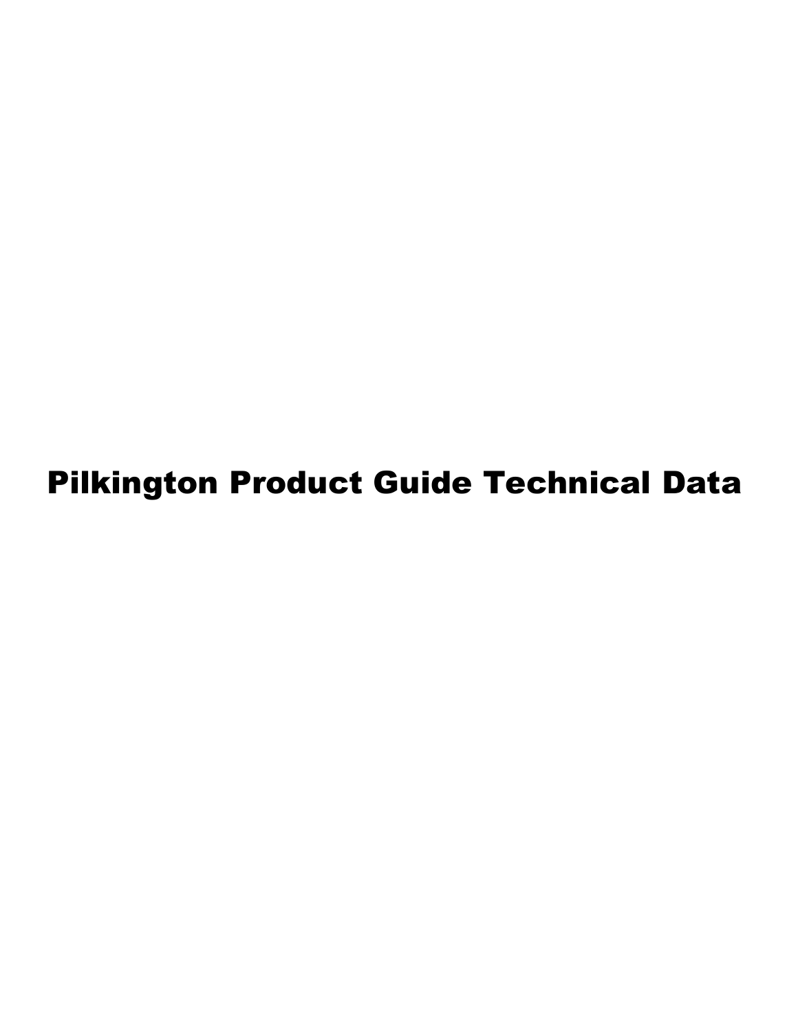# Pilkington Product Guide Technical Data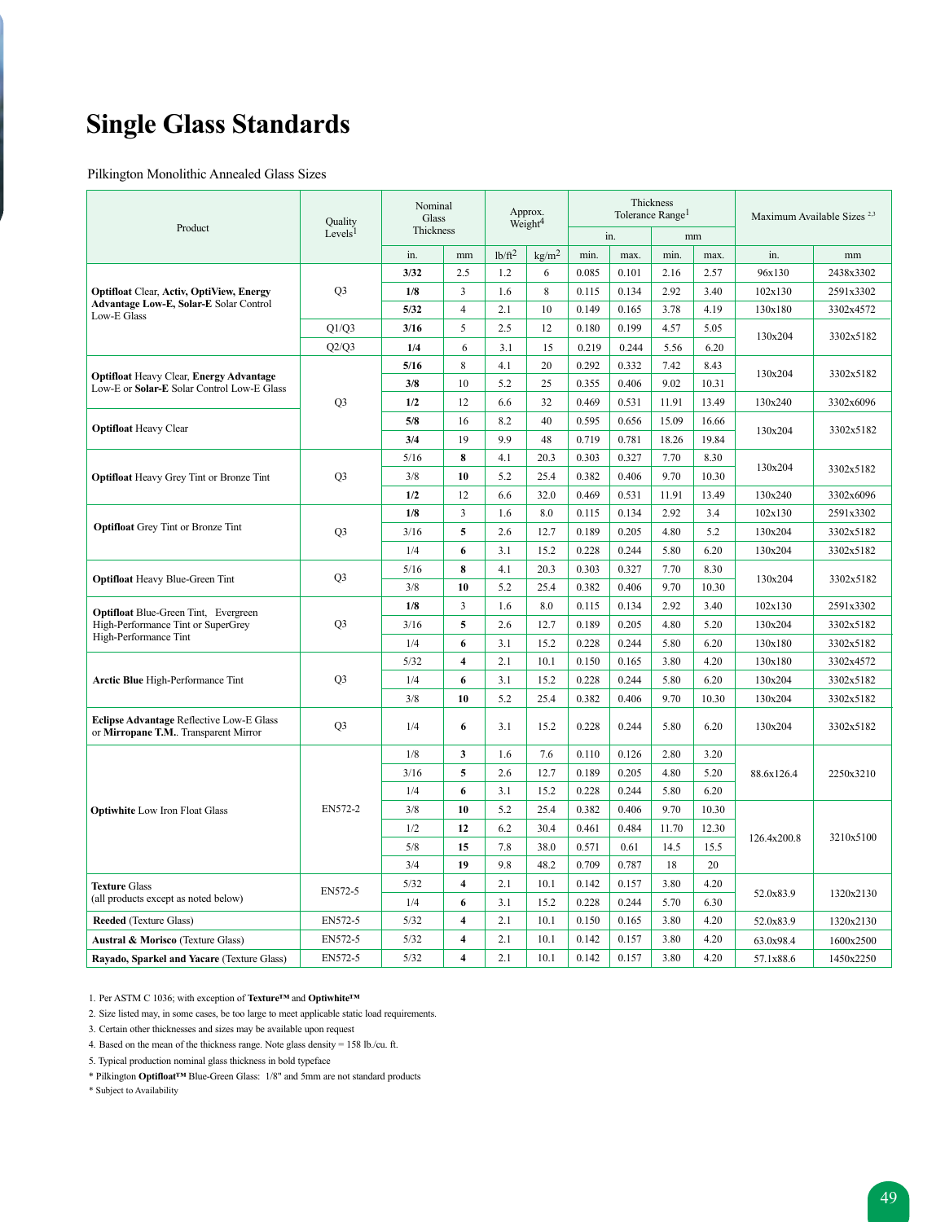# Single Glass Standards

Pilkington Monolithic Annealed Glass Sizes

| Product | Quality Levels[1] | Nominal Glass Thickness | | Approx. Weight[4] | | Thickness Tolerance Range[1] | | | | Maximum Available Sizes [2,3] | |
|---|---|---|---|---|---|---|---|---|---|---|---|
| | | | | | | in. | | mm | | | |
| | | in. | mm | lb/ft² | kg/m² | min. | max. | min. | max. | in. | mm |
| **Optifloat** Clear, **Activ, OptiView, Energy Advantage Low-E, Solar-E** Solar Control Low-E Glass | Q3 | **3/32** | 2.5 | 1.2 | 6 | 0.085 | 0.101 | 2.16 | 2.57 | 96x130 | 2438x3302 |
| | Q3 | **1/8** | 3 | 1.6 | 8 | 0.115 | 0.134 | 2.92 | 3.40 | 102x130 | 2591x3302 |
| | Q3 | **5/32** | 4 | 2.1 | 10 | 0.149 | 0.165 | 3.78 | 4.19 | 130x180 | 3302x4572 |
| | Q1/Q3 | **3/16** | 5 | 2.5 | 12 | 0.180 | 0.199 | 4.57 | 5.05 | 130x204 | 3302x5182 |
| | Q2/Q3 | **1/4** | 6 | 3.1 | 15 | 0.219 | 0.244 | 5.56 | 6.20 | 130x204 | 3302x5182 |
| **Optifloat** Heavy Clear, **Energy Advantage** Low-E or **Solar-E** Solar Control Low-E Glass | Q3 | **5/16** | 8 | 4.1 | 20 | 0.292 | 0.332 | 7.42 | 8.43 | 130x204 | 3302x5182 |
| | Q3 | **3/8** | 10 | 5.2 | 25 | 0.355 | 0.406 | 9.02 | 10.31 | 130x204 | 3302x5182 |
| | Q3 | **1/2** | 12 | 6.6 | 32 | 0.469 | 0.531 | 11.91 | 13.49 | 130x240 | 3302x6096 |
| **Optifloat** Heavy Clear | Q3 | **5/8** | 16 | 8.2 | 40 | 0.595 | 0.656 | 15.09 | 16.66 | 130x204 | 3302x5182 |
| | Q3 | **3/4** | 19 | 9.9 | 48 | 0.719 | 0.781 | 18.26 | 19.84 | 130x204 | 3302x5182 |
| **Optifloat** Heavy Grey Tint or Bronze Tint | Q3 | 5/16 | **8** | 4.1 | 20.3 | 0.303 | 0.327 | 7.70 | 8.30 | 130x204 | 3302x5182 |
| | Q3 | 3/8 | **10** | 5.2 | 25.4 | 0.382 | 0.406 | 9.70 | 10.30 | 130x204 | 3302x5182 |
| | Q3 | **1/2** | 12 | 6.6 | 32.0 | 0.469 | 0.531 | 11.91 | 13.49 | 130x240 | 3302x6096 |
| **Optifloat** Grey Tint or Bronze Tint | Q3 | **1/8** | 3 | 1.6 | 8.0 | 0.115 | 0.134 | 2.92 | 3.4 | 102x130 | 2591x3302 |
| | Q3 | 3/16 | **5** | 2.6 | 12.7 | 0.189 | 0.205 | 4.80 | 5.2 | 130x204 | 3302x5182 |
| | Q3 | 1/4 | **6** | 3.1 | 15.2 | 0.228 | 0.244 | 5.80 | 6.20 | 130x204 | 3302x5182 |
| **Optifloat** Heavy Blue-Green Tint | Q3 | 5/16 | **8** | 4.1 | 20.3 | 0.303 | 0.327 | 7.70 | 8.30 | 130x204 | 3302x5182 |
| | Q3 | 3/8 | **10** | 5.2 | 25.4 | 0.382 | 0.406 | 9.70 | 10.30 | 130x204 | 3302x5182 |
| **Optifloat** Blue-Green Tint, Evergreen High-Performance Tint or SuperGrey High-Performance Tint | Q3 | **1/8** | 3 | 1.6 | 8.0 | 0.115 | 0.134 | 2.92 | 3.40 | 102x130 | 2591x3302 |
| | Q3 | 3/16 | **5** | 2.6 | 12.7 | 0.189 | 0.205 | 4.80 | 5.20 | 130x204 | 3302x5182 |
| | Q3 | 1/4 | **6** | 3.1 | 15.2 | 0.228 | 0.244 | 5.80 | 6.20 | 130x180 | 3302x4572 |
| **Arctic Blue** High-Performance Tint | Q3 | 5/32 | **4** | 2.1 | 10.1 | 0.150 | 0.165 | 3.80 | 4.20 | 130x180 | 3302x4572 |
| | Q3 | 1/4 | **6** | 3.1 | 15.2 | 0.228 | 0.244 | 5.80 | 6.20 | 130x204 | 3302x5182 |
| | Q3 | 3/8 | **10** | 5.2 | 25.4 | 0.382 | 0.406 | 9.70 | 10.30 | 130x204 | 3302x5182 |
| **Eclipse Advantage** Reflective Low-E Glass or **Mirropane T.M.**. Transparent Mirror | Q3 | 1/4 | **6** | 3.1 | 15.2 | 0.228 | 0.244 | 5.80 | 6.20 | 130x204 | 3302x5182 |
| **Optiwhite** Low Iron Float Glass | EN572-2 | 1/8 | **3** | 1.6 | 7.6 | 0.110 | 0.126 | 2.80 | 3.20 | 88.6x126.4 | 2250x3210 |
| | EN572-2 | 3/16 | **5** | 2.6 | 12.7 | 0.189 | 0.205 | 4.80 | 5.20 | 88.6x126.4 | 2250x3210 |
| | EN572-2 | 1/4 | **6** | 3.1 | 15.2 | 0.228 | 0.244 | 5.80 | 6.20 | 88.6x126.4 | 2250x3210 |
| | EN572-2 | 3/8 | **10** | 5.2 | 25.4 | 0.382 | 0.406 | 9.70 | 10.30 | 126.4x200.8 | 3210x5100 |
| | EN572-2 | 1/2 | **12** | 6.2 | 30.4 | 0.461 | 0.484 | 11.70 | 12.30 | 126.4x200.8 | 3210x5100 |
| | EN572-2 | 5/8 | **15** | 7.8 | 38.0 | 0.571 | 0.61 | 14.5 | 15.5 | 126.4x200.8 | 3210x5100 |
| | EN572-2 | 3/4 | **19** | 9.8 | 48.2 | 0.709 | 0.787 | 18 | 20 | 126.4x200.8 | 3210x5100 |
| **Texture** Glass (all products except as noted below) | EN572-5 | 5/32 | **4** | 2.1 | 10.1 | 0.142 | 0.157 | 3.80 | 4.20 | 52.0x83.9 | 1320x2130 |
| | EN572-5 | 1/4 | **6** | 3.1 | 15.2 | 0.228 | 0.244 | 5.70 | 6.30 | 52.0x83.9 | 1320x2130 |
| **Reeded** (Texture Glass) | EN572-5 | 5/32 | **4** | 2.1 | 10.1 | 0.150 | 0.165 | 3.80 | 4.20 | 52.0x83.9 | 1320x2130 |
| **Austral & Morisco** (Texture Glass) | EN572-5 | 5/32 | **4** | 2.1 | 10.1 | 0.142 | 0.157 | 3.80 | 4.20 | 63.0x98.4 | 1600x2500 |
| **Rayado, Sparkel and Yacare** (Texture Glass) | EN572-5 | 5/32 | **4** | 2.1 | 10.1 | 0.142 | 0.157 | 3.80 | 4.20 | 57.1x88.6 | 1450x2250 |

1. Per ASTM C 1036; with exception of **Texture™** and **Optiwhite™**
2. Size listed may, in some cases, be too large to meet applicable static load requirements.
3. Certain other thicknesses and sizes may be available upon request
4. Based on the mean of the thickness range. Note glass density = 158 lb./cu. ft.
5. Typical production nominal glass thickness in bold typeface

\* Pilkington **Optifloat™** Blue-Green Glass: 1/8" and 5mm are not standard products

\* Subject to Availability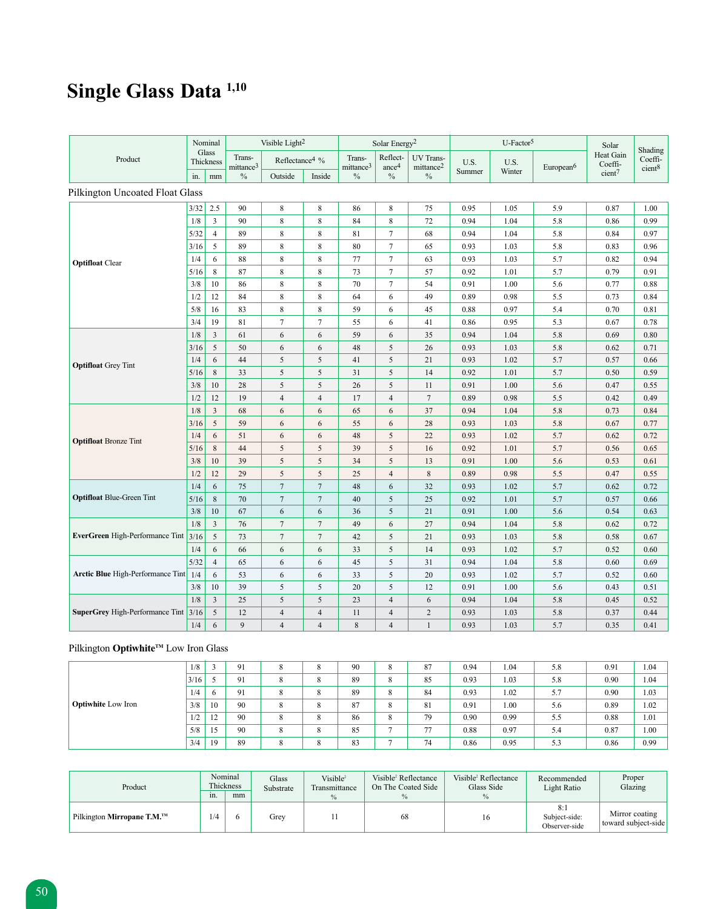# Single Glass Data [1,10]

| Product | Nominal Glass Thickness | | Visible Light[2] | | | Solar Energy[2] | | | U-Factor[5] | | | Solar Heat Gain Coefficient[7] | Shading Coefficient[8] |
|---|---|---|---|---|---|---|---|---|---|---|---|---|---|
| | in. | mm | Transmittance[3] % | Reflectance[4] % Outside | Reflectance[4] % Inside | Transmittance[3] % | Reflectance[4] % | UV Transmittance[2] % | U.S. Summer | U.S. Winter | European[6] | | |
| **Pilkington Uncoated Float Glass** | | | | | | | | | | | | | |
| **Optifloat** Clear | 3/32 | 2.5 | 90 | 8 | 8 | 86 | 8 | 75 | 0.95 | 1.05 | 5.9 | 0.87 | 1.00 |
| | 1/8 | 3 | 90 | 8 | 8 | 84 | 8 | 72 | 0.94 | 1.04 | 5.8 | 0.86 | 0.99 |
| | 5/32 | 4 | 89 | 8 | 8 | 81 | 7 | 68 | 0.94 | 1.04 | 5.8 | 0.84 | 0.97 |
| | 3/16 | 5 | 89 | 8 | 8 | 80 | 7 | 65 | 0.93 | 1.03 | 5.8 | 0.83 | 0.96 |
| | 1/4 | 6 | 88 | 8 | 8 | 77 | 7 | 63 | 0.93 | 1.03 | 5.7 | 0.82 | 0.94 |
| | 5/16 | 8 | 87 | 8 | 8 | 73 | 7 | 57 | 0.92 | 1.01 | 5.7 | 0.79 | 0.91 |
| | 3/8 | 10 | 86 | 8 | 8 | 70 | 7 | 54 | 0.91 | 1.00 | 5.6 | 0.77 | 0.88 |
| | 1/2 | 12 | 84 | 8 | 8 | 64 | 6 | 49 | 0.89 | 0.98 | 5.5 | 0.73 | 0.84 |
| | 5/8 | 16 | 83 | 8 | 8 | 59 | 6 | 45 | 0.88 | 0.97 | 5.4 | 0.70 | 0.81 |
| | 3/4 | 19 | 81 | 7 | 7 | 55 | 6 | 41 | 0.86 | 0.95 | 5.3 | 0.67 | 0.78 |
| **Optifloat** Grey Tint | 1/8 | 3 | 61 | 6 | 6 | 59 | 6 | 35 | 0.94 | 1.04 | 5.8 | 0.69 | 0.80 |
| | 3/16 | 5 | 50 | 6 | 6 | 48 | 5 | 26 | 0.93 | 1.03 | 5.8 | 0.62 | 0.71 |
| | 1/4 | 6 | 44 | 5 | 5 | 41 | 5 | 21 | 0.93 | 1.02 | 5.7 | 0.57 | 0.66 |
| | 5/16 | 8 | 33 | 5 | 5 | 31 | 5 | 14 | 0.92 | 1.01 | 5.7 | 0.50 | 0.59 |
| | 3/8 | 10 | 28 | 5 | 5 | 26 | 5 | 11 | 0.91 | 1.00 | 5.6 | 0.47 | 0.55 |
| | 1/2 | 12 | 19 | 4 | 4 | 17 | 4 | 7 | 0.89 | 0.98 | 5.5 | 0.42 | 0.49 |
| **Optifloat** Bronze Tint | 1/8 | 3 | 68 | 6 | 6 | 65 | 6 | 37 | 0.94 | 1.04 | 5.8 | 0.73 | 0.84 |
| | 3/16 | 5 | 59 | 6 | 6 | 55 | 6 | 28 | 0.93 | 1.03 | 5.8 | 0.67 | 0.77 |
| | 1/4 | 6 | 51 | 6 | 6 | 48 | 5 | 22 | 0.93 | 1.02 | 5.7 | 0.62 | 0.72 |
| | 5/16 | 8 | 44 | 5 | 5 | 39 | 5 | 16 | 0.92 | 1.01 | 5.7 | 0.56 | 0.65 |
| | 3/8 | 10 | 39 | 5 | 5 | 34 | 5 | 13 | 0.91 | 1.00 | 5.6 | 0.53 | 0.61 |
| | 1/2 | 12 | 29 | 5 | 5 | 25 | 4 | 8 | 0.89 | 0.98 | 5.5 | 0.47 | 0.55 |
| **Optifloat** Blue-Green Tint | 1/4 | 6 | 75 | 7 | 7 | 48 | 6 | 32 | 0.93 | 1.02 | 5.7 | 0.62 | 0.72 |
| | 5/16 | 8 | 70 | 7 | 7 | 40 | 5 | 25 | 0.92 | 1.01 | 5.7 | 0.57 | 0.66 |
| | 3/8 | 10 | 67 | 6 | 6 | 36 | 5 | 21 | 0.91 | 1.00 | 5.6 | 0.54 | 0.63 |
| **EverGreen** High-Performance Tint | 1/8 | 3 | 76 | 7 | 7 | 49 | 6 | 27 | 0.94 | 1.04 | 5.8 | 0.62 | 0.72 |
| | 3/16 | 5 | 73 | 7 | 7 | 42 | 5 | 21 | 0.93 | 1.03 | 5.8 | 0.58 | 0.67 |
| | 1/4 | 6 | 66 | 6 | 6 | 33 | 5 | 14 | 0.93 | 1.02 | 5.7 | 0.52 | 0.60 |
| **Arctic Blue** High-Performance Tint | 5/32 | 4 | 65 | 6 | 6 | 45 | 5 | 31 | 0.94 | 1.04 | 5.8 | 0.60 | 0.69 |
| | 1/4 | 6 | 53 | 6 | 6 | 33 | 5 | 20 | 0.93 | 1.02 | 5.7 | 0.52 | 0.60 |
| | 3/8 | 10 | 39 | 5 | 5 | 20 | 5 | 12 | 0.91 | 1.00 | 5.6 | 0.43 | 0.51 |
| **SuperGrey** High-Performance Tint | 1/8 | 3 | 25 | 5 | 5 | 23 | 4 | 6 | 0.94 | 1.04 | 5.8 | 0.45 | 0.52 |
| | 3/16 | 5 | 12 | 4 | 4 | 11 | 4 | 2 | 0.93 | 1.03 | 5.8 | 0.37 | 0.44 |
| | 1/4 | 6 | 9 | 4 | 4 | 8 | 4 | 1 | 0.93 | 1.03 | 5.7 | 0.35 | 0.41 |
| **Pilkington Optiwhite™ Low Iron Glass** | | | | | | | | | | | | | |
| **Optiwhite** Low Iron | 1/8 | 3 | 91 | 8 | 8 | 90 | 8 | 87 | 0.94 | 1.04 | 5.8 | 0.91 | 1.04 |
| | 3/16 | 5 | 91 | 8 | 8 | 89 | 8 | 85 | 0.93 | 1.03 | 5.8 | 0.90 | 1.04 |
| | 1/4 | 6 | 91 | 8 | 8 | 89 | 8 | 84 | 0.93 | 1.02 | 5.7 | 0.90 | 1.03 |
| | 3/8 | 10 | 90 | 8 | 8 | 87 | 8 | 81 | 0.91 | 1.00 | 5.6 | 0.89 | 1.02 |
| | 1/2 | 12 | 90 | 8 | 8 | 86 | 8 | 79 | 0.90 | 0.99 | 5.5 | 0.88 | 1.01 |
| | 5/8 | 15 | 90 | 8 | 8 | 85 | 7 | 77 | 0.88 | 0.97 | 5.4 | 0.87 | 1.00 |
| | 3/4 | 19 | 89 | 8 | 8 | 83 | 7 | 74 | 0.86 | 0.95 | 5.3 | 0.86 | 0.99 |

| Product | Nominal Thickness in. | Nominal Thickness mm | Glass Substrate | Visible[2] Transmittance % | Visible[2] Reflectance On The Coated Side % | Visible[2] Reflectance Glass Side % | Recommended Light Ratio | Proper Glazing |
|---|---|---|---|---|---|---|---|---|
| Pilkington **Mirropane T.M.™** | 1/4 | 6 | Grey | 11 | 68 | 16 | 8:1 Subject-side: Observer-side | Mirror coating toward subject-side |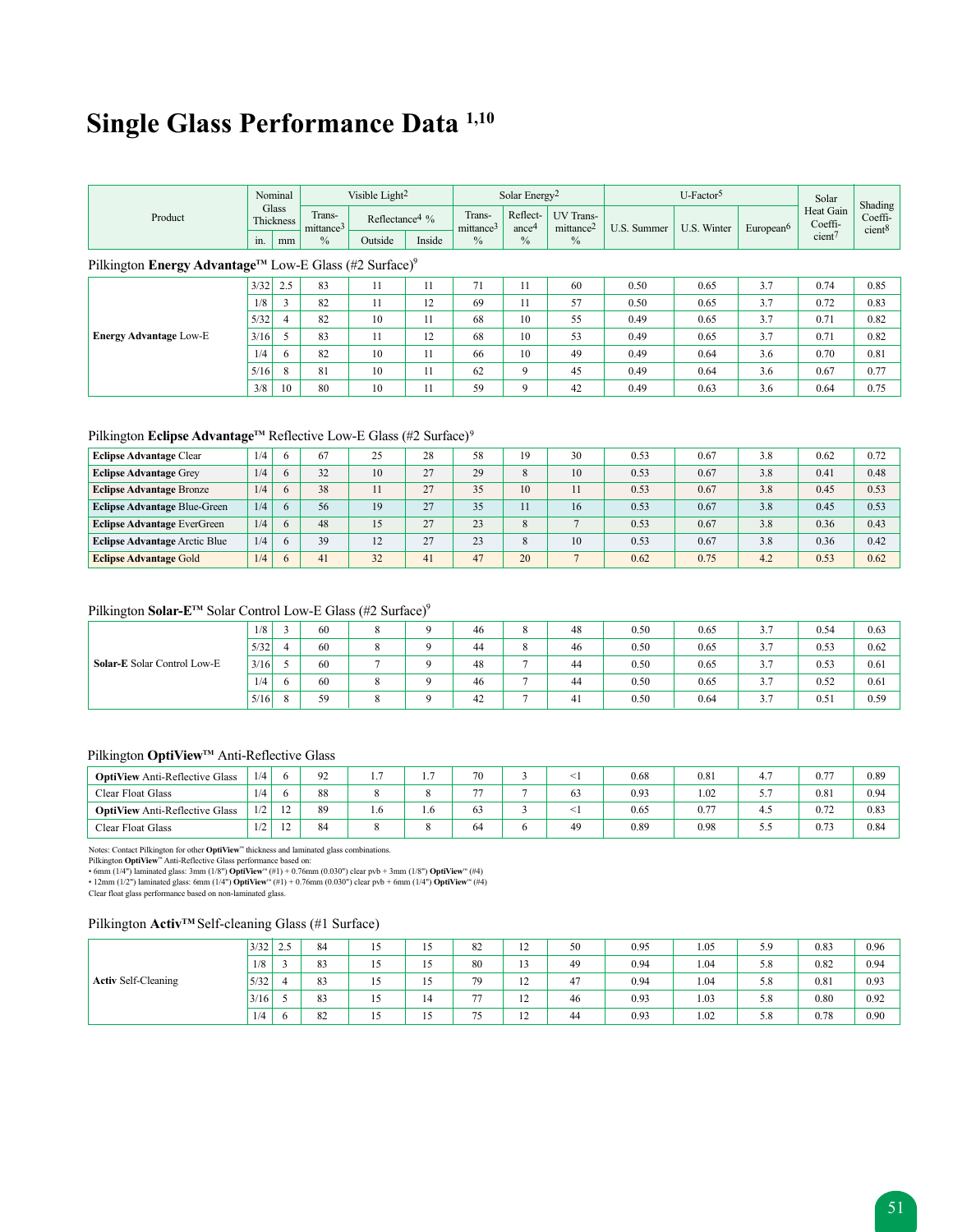# Single Glass Performance Data [1,10]

| Product | Nominal Glass Thickness | | Visible Light[2] | | | Solar Energy[2] | | | U-Factor[5] | | | Solar Heat Gain Coefficient[7] | Shading Coefficient[8] |
|---|---|---|---|---|---|---|---|---|---|---|---|---|---|
| | | | Transmittance[3] | Reflectance[4] % | | Transmittance[3] | Reflectance[4] | UV Transmittance[2] | U.S. Summer | U.S. Winter | European[6] | | |
| | in. | mm | % | Outside | Inside | % | % | % | | | | | |

Pilkington **Energy Advantage**™ Low-E Glass (#2 Surface)[9]

| Product | in. | mm | VL Trans. % | VL Refl. Outside | VL Refl. Inside | SE Trans. % | SE Refl. % | UV Trans. % | U.S. Summer | U.S. Winter | European | SHGC | SC |
|---|---|---|---|---|---|---|---|---|---|---|---|---|---|
| **Energy Advantage** Low-E | 3/32 | 2.5 | 83 | 11 | 11 | 71 | 11 | 60 | 0.50 | 0.65 | 3.7 | 0.74 | 0.85 |
| | 1/8 | 3 | 82 | 11 | 12 | 69 | 11 | 57 | 0.50 | 0.65 | 3.7 | 0.72 | 0.83 |
| | 5/32 | 4 | 82 | 10 | 11 | 68 | 10 | 55 | 0.49 | 0.65 | 3.7 | 0.71 | 0.82 |
| | 3/16 | 5 | 83 | 11 | 12 | 68 | 10 | 53 | 0.49 | 0.65 | 3.7 | 0.71 | 0.82 |
| | 1/4 | 6 | 82 | 10 | 11 | 66 | 10 | 49 | 0.49 | 0.64 | 3.6 | 0.70 | 0.81 |
| | 5/16 | 8 | 81 | 10 | 11 | 62 | 9 | 45 | 0.49 | 0.64 | 3.6 | 0.67 | 0.77 |
| | 3/8 | 10 | 80 | 10 | 11 | 59 | 9 | 42 | 0.49 | 0.63 | 3.6 | 0.64 | 0.75 |

Pilkington **Eclipse Advantage**™ Reflective Low-E Glass (#2 Surface)[9]

| Product | in. | mm | VL Trans. % | VL Refl. Outside | VL Refl. Inside | SE Trans. % | SE Refl. % | UV Trans. % | U.S. Summer | U.S. Winter | European | SHGC | SC |
|---|---|---|---|---|---|---|---|---|---|---|---|---|---|
| **Eclipse Advantage** Clear | 1/4 | 6 | 67 | 25 | 28 | 58 | 19 | 30 | 0.53 | 0.67 | 3.8 | 0.62 | 0.72 |
| **Eclipse Advantage** Grey | 1/4 | 6 | 32 | 10 | 27 | 29 | 8 | 10 | 0.53 | 0.67 | 3.8 | 0.41 | 0.48 |
| **Eclipse Advantage** Bronze | 1/4 | 6 | 38 | 11 | 27 | 35 | 10 | 11 | 0.53 | 0.67 | 3.8 | 0.45 | 0.53 |
| **Eclipse Advantage** Blue-Green | 1/4 | 6 | 56 | 19 | 27 | 35 | 11 | 16 | 0.53 | 0.67 | 3.8 | 0.45 | 0.53 |
| **Eclipse Advantage** EverGreen | 1/4 | 6 | 48 | 15 | 27 | 23 | 8 | 7 | 0.53 | 0.67 | 3.8 | 0.36 | 0.43 |
| **Eclipse Advantage** Arctic Blue | 1/4 | 6 | 39 | 12 | 27 | 23 | 8 | 10 | 0.53 | 0.67 | 3.8 | 0.36 | 0.42 |
| **Eclipse Advantage** Gold | 1/4 | 6 | 41 | 32 | 41 | 47 | 20 | 7 | 0.62 | 0.75 | 4.2 | 0.53 | 0.62 |

Pilkington **Solar-E**™ Solar Control Low-E Glass (#2 Surface)[9]

| Product | in. | mm | VL Trans. % | VL Refl. Outside | VL Refl. Inside | SE Trans. % | SE Refl. % | UV Trans. % | U.S. Summer | U.S. Winter | European | SHGC | SC |
|---|---|---|---|---|---|---|---|---|---|---|---|---|---|
| **Solar-E** Solar Control Low-E | 1/8 | 3 | 60 | 8 | 9 | 46 | 8 | 48 | 0.50 | 0.65 | 3.7 | 0.54 | 0.63 |
| | 5/32 | 4 | 60 | 8 | 9 | 44 | 8 | 46 | 0.50 | 0.65 | 3.7 | 0.53 | 0.62 |
| | 3/16 | 5 | 60 | 7 | 9 | 48 | 7 | 44 | 0.50 | 0.65 | 3.7 | 0.53 | 0.61 |
| | 1/4 | 6 | 60 | 8 | 9 | 46 | 7 | 44 | 0.50 | 0.65 | 3.7 | 0.52 | 0.61 |
| | 5/16 | 8 | 59 | 8 | 9 | 42 | 7 | 41 | 0.50 | 0.64 | 3.7 | 0.51 | 0.59 |

Pilkington **OptiView**™ Anti-Reflective Glass

| Product | in. | mm | VL Trans. % | VL Refl. Outside | VL Refl. Inside | SE Trans. % | SE Refl. % | UV Trans. % | U.S. Summer | U.S. Winter | European | SHGC | SC |
|---|---|---|---|---|---|---|---|---|---|---|---|---|---|
| **OptiView** Anti-Reflective Glass | 1/4 | 6 | 92 | 1.7 | 1.7 | 70 | 3 | <1 | 0.68 | 0.81 | 4.7 | 0.77 | 0.89 |
| Clear Float Glass | 1/4 | 6 | 88 | 8 | 8 | 77 | 7 | 63 | 0.93 | 1.02 | 5.7 | 0.81 | 0.94 |
| **OptiView** Anti-Reflective Glass | 1/2 | 12 | 89 | 1.6 | 1.6 | 63 | 3 | <1 | 0.65 | 0.77 | 4.5 | 0.72 | 0.83 |
| Clear Float Glass | 1/2 | 12 | 84 | 8 | 8 | 64 | 6 | 49 | 0.89 | 0.98 | 5.5 | 0.73 | 0.84 |

Notes: Contact Pilkington for other **OptiView**™ thickness and laminated glass combinations.
Pilkington **OptiView**™ Anti-Reflective Glass performance based on:
- 6mm (1/4") laminated glass: 3mm (1/8") **OptiView**™ (#1) + 0.76mm (0.030") clear pvb + 3mm (1/8") **OptiView**™ (#4)
- 12mm (1/2") laminated glass: 6mm (1/4") **OptiView**™ (#1) + 0.76mm (0.030") clear pvb + 6mm (1/4") **OptiView**™ (#4)

Clear float glass performance based on non-laminated glass.

Pilkington **Activ**™ Self-cleaning Glass (#1 Surface)

| Product | in. | mm | VL Trans. % | VL Refl. Outside | VL Refl. Inside | SE Trans. % | SE Refl. % | UV Trans. % | U.S. Summer | U.S. Winter | European | SHGC | SC |
|---|---|---|---|---|---|---|---|---|---|---|---|---|---|
| **Activ** Self-Cleaning | 3/32 | 2.5 | 84 | 15 | 15 | 82 | 12 | 50 | 0.95 | 1.05 | 5.9 | 0.83 | 0.96 |
| | 1/8 | 3 | 83 | 15 | 15 | 80 | 13 | 49 | 0.94 | 1.04 | 5.8 | 0.82 | 0.94 |
| | 5/32 | 4 | 83 | 15 | 15 | 79 | 12 | 47 | 0.94 | 1.04 | 5.8 | 0.81 | 0.93 |
| | 3/16 | 5 | 83 | 15 | 14 | 77 | 12 | 46 | 0.93 | 1.03 | 5.8 | 0.80 | 0.92 |
| | 1/4 | 6 | 82 | 15 | 15 | 75 | 12 | 44 | 0.93 | 1.02 | 5.8 | 0.78 | 0.90 |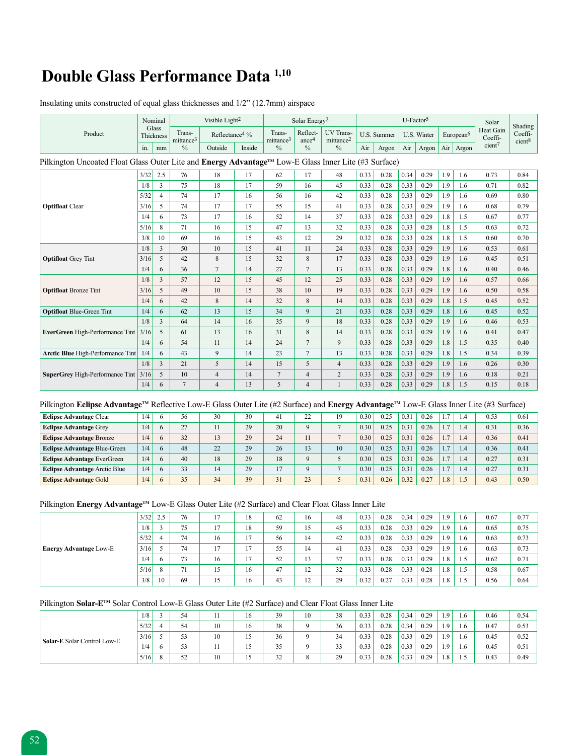# Double Glass Performance Data [1,10]

Insulating units constructed of equal glass thickness and 1/2" (12.7mm) airspace

| Product | Nominal Glass Thickness | | Visible Light[2] | | | Solar Energy[2] | | | U-Factor[5] | | | | | | Solar Heat Gain Coefficient[7] | Shading Coefficient[8] |
|---|---|---|---|---|---|---|---|---|---|---|---|---|---|---|---|---|
| | | | Transmittance[3] | Reflectance[4] % | | Transmittance[3] | Reflectance[4] | UV Transmittance[2] | U.S. Summer | | U.S. Winter | | European[6] | | | |
| | in. | mm | % | Outside | Inside | % | % | % | Air | Argon | Air | Argon | Air | Argon | | |
| **Pilkington Uncoated Float Glass Outer Lite and Energy Advantage™ Low-E Glass Inner Lite (#3 Surface)** | | | | | | | | | | | | | | | | |
| **Optifloat** Clear | 3/32 | 2.5 | 76 | 18 | 17 | 62 | 17 | 48 | 0.33 | 0.28 | 0.34 | 0.29 | 1.9 | 1.6 | 0.73 | 0.84 |
| | 1/8 | 3 | 75 | 18 | 17 | 59 | 16 | 45 | 0.33 | 0.28 | 0.33 | 0.29 | 1.9 | 1.6 | 0.71 | 0.82 |
| | 5/32 | 4 | 74 | 17 | 16 | 56 | 16 | 42 | 0.33 | 0.28 | 0.33 | 0.29 | 1.9 | 1.6 | 0.69 | 0.80 |
| | 3/16 | 5 | 74 | 17 | 17 | 55 | 15 | 41 | 0.33 | 0.28 | 0.33 | 0.29 | 1.9 | 1.6 | 0.68 | 0.79 |
| | 1/4 | 6 | 73 | 17 | 16 | 52 | 14 | 37 | 0.33 | 0.28 | 0.33 | 0.29 | 1.8 | 1.5 | 0.67 | 0.77 |
| | 5/16 | 8 | 71 | 16 | 15 | 47 | 13 | 32 | 0.33 | 0.28 | 0.33 | 0.28 | 1.8 | 1.5 | 0.63 | 0.72 |
| | 3/8 | 10 | 69 | 16 | 15 | 43 | 12 | 29 | 0.32 | 0.28 | 0.33 | 0.28 | 1.8 | 1.5 | 0.60 | 0.70 |
| **Optifloat** Grey Tint | 1/8 | 3 | 50 | 10 | 15 | 41 | 11 | 24 | 0.33 | 0.28 | 0.33 | 0.29 | 1.9 | 1.6 | 0.53 | 0.61 |
| | 3/16 | 5 | 42 | 8 | 15 | 32 | 8 | 17 | 0.33 | 0.28 | 0.33 | 0.29 | 1.9 | 1.6 | 0.45 | 0.51 |
| | 1/4 | 6 | 36 | 7 | 14 | 27 | 7 | 13 | 0.33 | 0.28 | 0.33 | 0.29 | 1.8 | 1.6 | 0.40 | 0.46 |
| **Optifloat** Bronze Tint | 1/8 | 3 | 57 | 12 | 15 | 45 | 12 | 25 | 0.33 | 0.28 | 0.33 | 0.29 | 1.9 | 1.6 | 0.57 | 0.66 |
| | 3/16 | 5 | 49 | 10 | 15 | 38 | 10 | 19 | 0.33 | 0.28 | 0.33 | 0.29 | 1.9 | 1.6 | 0.50 | 0.58 |
| | 1/4 | 6 | 42 | 8 | 14 | 32 | 8 | 14 | 0.33 | 0.28 | 0.33 | 0.29 | 1.8 | 1.5 | 0.45 | 0.52 |
| **Optifloat** Blue-Green Tint | 1/4 | 6 | 62 | 13 | 15 | 34 | 9 | 21 | 0.33 | 0.28 | 0.33 | 0.29 | 1.8 | 1.6 | 0.45 | 0.52 |
| **EverGreen** High-Performance Tint | 1/8 | 3 | 64 | 14 | 16 | 35 | 9 | 18 | 0.33 | 0.28 | 0.33 | 0.29 | 1.9 | 1.6 | 0.46 | 0.53 |
| | 3/16 | 5 | 61 | 13 | 16 | 31 | 8 | 14 | 0.33 | 0.28 | 0.33 | 0.29 | 1.9 | 1.6 | 0.41 | 0.47 |
| | 1/4 | 6 | 54 | 11 | 14 | 24 | 7 | 9 | 0.33 | 0.28 | 0.33 | 0.29 | 1.8 | 1.5 | 0.35 | 0.40 |
| **Arctic Blue** High-Performance Tint | 1/4 | 6 | 43 | 9 | 14 | 23 | 7 | 13 | 0.33 | 0.28 | 0.33 | 0.29 | 1.8 | 1.5 | 0.34 | 0.39 |
| **SuperGrey** High-Performance Tint | 1/8 | 3 | 21 | 5 | 14 | 15 | 5 | 4 | 0.33 | 0.28 | 0.33 | 0.29 | 1.9 | 1.6 | 0.26 | 0.30 |
| | 3/16 | 5 | 10 | 4 | 14 | 7 | 4 | 2 | 0.33 | 0.28 | 0.33 | 0.29 | 1.9 | 1.6 | 0.18 | 0.21 |
| | 1/4 | 6 | 7 | 4 | 13 | 5 | 4 | 1 | 0.33 | 0.28 | 0.33 | 0.29 | 1.8 | 1.5 | 0.15 | 0.18 |
| **Pilkington Eclipse Advantage™ Reflective Low-E Glass Outer Lite (#2 Surface) and Energy Advantage™ Low-E Glass Inner Lite (#3 Surface)** | | | | | | | | | | | | | | | | |
| **Eclipse Advantage** Clear | 1/4 | 6 | 56 | 30 | 30 | 41 | 22 | 19 | 0.30 | 0.25 | 0.31 | 0.26 | 1.7 | 1.4 | 0.53 | 0.61 |
| **Eclipse Advantage** Grey | 1/4 | 6 | 27 | 11 | 29 | 20 | 9 | 7 | 0.30 | 0.25 | 0.31 | 0.26 | 1.7 | 1.4 | 0.31 | 0.36 |
| **Eclipse Advantage** Bronze | 1/4 | 6 | 32 | 13 | 29 | 24 | 11 | 7 | 0.30 | 0.25 | 0.31 | 0.26 | 1.7 | 1.4 | 0.36 | 0.41 |
| **Eclipse Advantage** Blue-Green | 1/4 | 6 | 48 | 22 | 29 | 26 | 13 | 10 | 0.30 | 0.25 | 0.31 | 0.26 | 1.7 | 1.4 | 0.36 | 0.41 |
| **Eclipse Advantage** EverGreen | 1/4 | 6 | 40 | 18 | 29 | 18 | 9 | 5 | 0.30 | 0.25 | 0.31 | 0.26 | 1.7 | 1.4 | 0.27 | 0.31 |
| **Eclipse Advantage** Arctic Blue | 1/4 | 6 | 33 | 14 | 29 | 17 | 9 | 7 | 0.30 | 0.25 | 0.31 | 0.26 | 1.7 | 1.4 | 0.27 | 0.31 |
| **Eclipse Advantage** Gold | 1/4 | 6 | 35 | 34 | 39 | 31 | 23 | 5 | 0.31 | 0.26 | 0.32 | 0.27 | 1.8 | 1.5 | 0.43 | 0.50 |
| **Pilkington Energy Advantage™ Low-E Glass Outer Lite (#2 Surface) and Clear Float Glass Inner Lite** | | | | | | | | | | | | | | | | |
| **Energy Advantage** Low-E | 3/32 | 2.5 | 76 | 17 | 18 | 62 | 16 | 48 | 0.33 | 0.28 | 0.34 | 0.29 | 1.9 | 1.6 | 0.67 | 0.77 |
| | 1/8 | 3 | 75 | 17 | 18 | 59 | 15 | 45 | 0.33 | 0.28 | 0.33 | 0.29 | 1.9 | 1.6 | 0.65 | 0.75 |
| | 5/32 | 4 | 74 | 16 | 17 | 56 | 14 | 42 | 0.33 | 0.28 | 0.33 | 0.29 | 1.9 | 1.6 | 0.63 | 0.73 |
| | 3/16 | 5 | 74 | 17 | 17 | 55 | 14 | 41 | 0.33 | 0.28 | 0.33 | 0.29 | 1.9 | 1.6 | 0.63 | 0.73 |
| | 1/4 | 6 | 73 | 16 | 17 | 52 | 13 | 37 | 0.33 | 0.28 | 0.33 | 0.29 | 1.8 | 1.5 | 0.62 | 0.71 |
| | 5/16 | 8 | 71 | 15 | 16 | 47 | 12 | 32 | 0.33 | 0.28 | 0.33 | 0.28 | 1.8 | 1.5 | 0.58 | 0.67 |
| | 3/8 | 10 | 69 | 15 | 16 | 43 | 12 | 29 | 0.32 | 0.27 | 0.33 | 0.28 | 1.8 | 1.5 | 0.56 | 0.64 |
| **Pilkington Solar-E™ Solar Control Low-E Glass Outer Lite (#2 Surface) and Clear Float Glass Inner Lite** | | | | | | | | | | | | | | | | |
| **Solar-E** Solar Control Low-E | 1/8 | 3 | 54 | 11 | 16 | 39 | 10 | 38 | 0.33 | 0.28 | 0.34 | 0.29 | 1.9 | 1.6 | 0.46 | 0.54 |
| | 5/32 | 4 | 54 | 10 | 16 | 38 | 9 | 36 | 0.33 | 0.28 | 0.34 | 0.29 | 1.9 | 1.6 | 0.47 | 0.53 |
| | 3/16 | 5 | 53 | 10 | 15 | 36 | 9 | 34 | 0.33 | 0.28 | 0.33 | 0.29 | 1.9 | 1.6 | 0.45 | 0.52 |
| | 1/4 | 6 | 53 | 11 | 15 | 35 | 9 | 33 | 0.33 | 0.28 | 0.33 | 0.29 | 1.9 | 1.6 | 0.45 | 0.51 |
| | 5/16 | 8 | 52 | 10 | 15 | 32 | 8 | 29 | 0.33 | 0.28 | 0.33 | 0.29 | 1.8 | 1.5 | 0.43 | 0.49 |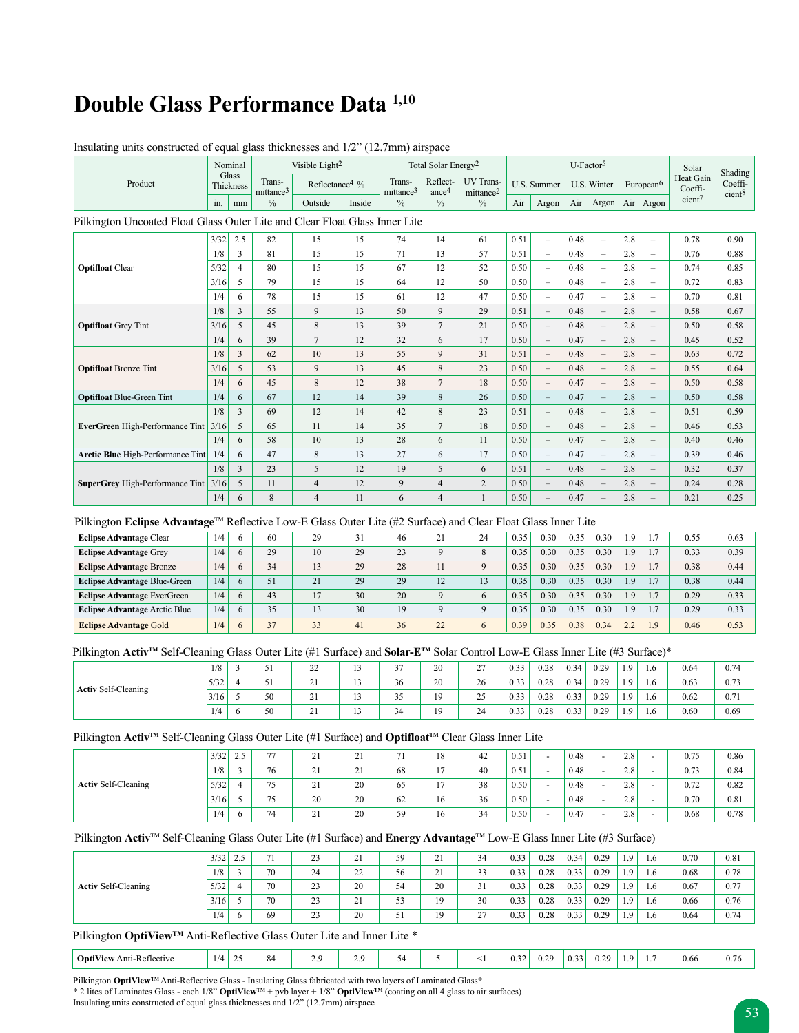# Double Glass Performance Data [1,10]

Insulating units constructed of equal glass thicknesses and 1/2" (12.7mm) airspace

| Product | Nominal Glass Thickness | | Visible Light[2] | | | Total Solar Energy[2] | | | U-Factor[5] | | | | | | Solar Heat Gain Coefficient[7] | Shading Coefficient[8] |
|---|---|---|---|---|---|---|---|---|---|---|---|---|---|---|---|---|
| | | | Transmittance[3] | Reflectance[4] % | | Transmittance[3] | Reflectance[4] | UV Transmittance[2] | U.S. Summer | | U.S. Winter | | European[6] | | | |
| | in. | mm | % | Outside | Inside | % | % | % | Air | Argon | Air | Argon | Air | Argon | | |
| **Pilkington Uncoated Float Glass Outer Lite and Clear Float Glass Inner Lite** | | | | | | | | | | | | | | | | |
| **Optifloat** Clear | 3/32 | 2.5 | 82 | 15 | 15 | 74 | 14 | 61 | 0.51 | – | 0.48 | – | 2.8 | – | 0.78 | 0.90 |
| | 1/8 | 3 | 81 | 15 | 15 | 71 | 13 | 57 | 0.51 | – | 0.48 | – | 2.8 | – | 0.76 | 0.88 |
| | 5/32 | 4 | 80 | 15 | 15 | 67 | 12 | 52 | 0.50 | – | 0.48 | – | 2.8 | – | 0.74 | 0.85 |
| | 3/16 | 5 | 79 | 15 | 15 | 64 | 12 | 50 | 0.50 | – | 0.48 | – | 2.8 | – | 0.72 | 0.83 |
| | 1/4 | 6 | 78 | 15 | 15 | 61 | 12 | 47 | 0.50 | – | 0.47 | – | 2.8 | – | 0.70 | 0.81 |
| **Optifloat** Grey Tint | 1/8 | 3 | 55 | 9 | 13 | 50 | 9 | 29 | 0.51 | – | 0.48 | – | 2.8 | – | 0.58 | 0.67 |
| | 3/16 | 5 | 45 | 8 | 13 | 39 | 7 | 21 | 0.50 | – | 0.48 | – | 2.8 | – | 0.50 | 0.58 |
| | 1/4 | 6 | 39 | 7 | 12 | 32 | 6 | 17 | 0.50 | – | 0.47 | – | 2.8 | – | 0.45 | 0.52 |
| **Optifloat** Bronze Tint | 1/8 | 3 | 62 | 10 | 13 | 55 | 9 | 31 | 0.51 | – | 0.48 | – | 2.8 | – | 0.63 | 0.72 |
| | 3/16 | 5 | 53 | 9 | 13 | 45 | 8 | 23 | 0.50 | – | 0.48 | – | 2.8 | – | 0.55 | 0.64 |
| | 1/4 | 6 | 45 | 8 | 12 | 38 | 7 | 18 | 0.50 | – | 0.47 | – | 2.8 | – | 0.50 | 0.58 |
| **Optifloat** Blue-Green Tint | 1/4 | 6 | 67 | 12 | 14 | 39 | 8 | 26 | 0.50 | – | 0.47 | – | 2.8 | – | 0.50 | 0.58 |
| **EverGreen** High-Performance Tint | 1/8 | 3 | 69 | 12 | 14 | 42 | 8 | 23 | 0.51 | – | 0.48 | – | 2.8 | – | 0.51 | 0.59 |
| | 3/16 | 5 | 65 | 11 | 14 | 35 | 7 | 18 | 0.50 | – | 0.48 | – | 2.8 | – | 0.46 | 0.53 |
| | 1/4 | 6 | 58 | 10 | 13 | 28 | 6 | 11 | 0.50 | – | 0.47 | – | 2.8 | – | 0.40 | 0.46 |
| **Arctic Blue** High-Performance Tint | 1/4 | 6 | 47 | 8 | 13 | 27 | 6 | 17 | 0.50 | – | 0.47 | – | 2.8 | – | 0.39 | 0.46 |
| **SuperGrey** High-Performance Tint | 1/8 | 3 | 23 | 5 | 12 | 19 | 5 | 6 | 0.51 | – | 0.48 | – | 2.8 | – | 0.32 | 0.37 |
| | 3/16 | 5 | 11 | 4 | 12 | 9 | 4 | 2 | 0.50 | – | 0.48 | – | 2.8 | – | 0.24 | 0.28 |
| | 1/4 | 6 | 8 | 4 | 11 | 6 | 4 | 1 | 0.50 | – | 0.47 | – | 2.8 | – | 0.21 | 0.25 |
| **Pilkington Eclipse Advantage™ Reflective Low-E Glass Outer Lite (#2 Surface) and Clear Float Glass Inner Lite** | | | | | | | | | | | | | | | | |
| **Eclipse Advantage** Clear | 1/4 | 6 | 60 | 29 | 31 | 46 | 21 | 24 | 0.35 | 0.30 | 0.35 | 0.30 | 1.9 | 1.7 | 0.55 | 0.63 |
| **Eclipse Advantage** Grey | 1/4 | 6 | 29 | 10 | 29 | 23 | 9 | 8 | 0.35 | 0.30 | 0.35 | 0.30 | 1.9 | 1.7 | 0.33 | 0.39 |
| **Eclipse Advantage** Bronze | 1/4 | 6 | 34 | 13 | 29 | 28 | 11 | 9 | 0.35 | 0.30 | 0.35 | 0.30 | 1.9 | 1.7 | 0.38 | 0.44 |
| **Eclipse Advantage** Blue-Green | 1/4 | 6 | 51 | 21 | 29 | 29 | 12 | 13 | 0.35 | 0.30 | 0.35 | 0.30 | 1.9 | 1.7 | 0.38 | 0.44 |
| **Eclipse Advantage** EverGreen | 1/4 | 6 | 43 | 17 | 30 | 20 | 9 | 6 | 0.35 | 0.30 | 0.35 | 0.30 | 1.9 | 1.7 | 0.29 | 0.33 |
| **Eclipse Advantage** Arctic Blue | 1/4 | 6 | 35 | 13 | 30 | 19 | 9 | 9 | 0.35 | 0.30 | 0.35 | 0.30 | 1.9 | 1.7 | 0.29 | 0.33 |
| **Eclipse Advantage** Gold | 1/4 | 6 | 37 | 33 | 41 | 36 | 22 | 6 | 0.39 | 0.35 | 0.38 | 0.34 | 2.2 | 1.9 | 0.46 | 0.53 |
| **Pilkington Activ™ Self-Cleaning Glass Outer Lite (#1 Surface) and Solar-E™ Solar Control Low-E Glass Inner Lite (#3 Surface)*** | | | | | | | | | | | | | | | | |
| **Activ** Self-Cleaning | 1/8 | 3 | 51 | 22 | 13 | 37 | 20 | 27 | 0.33 | 0.28 | 0.34 | 0.29 | 1.9 | 1.6 | 0.64 | 0.74 |
| | 5/32 | 4 | 51 | 21 | 13 | 36 | 20 | 26 | 0.33 | 0.28 | 0.34 | 0.29 | 1.9 | 1.6 | 0.63 | 0.73 |
| | 3/16 | 5 | 50 | 21 | 13 | 35 | 19 | 25 | 0.33 | 0.28 | 0.33 | 0.29 | 1.9 | 1.6 | 0.62 | 0.71 |
| | 1/4 | 6 | 50 | 21 | 13 | 34 | 19 | 24 | 0.33 | 0.28 | 0.33 | 0.29 | 1.9 | 1.6 | 0.60 | 0.69 |
| **Pilkington Activ™ Self-Cleaning Glass Outer Lite (#1 Surface) and Optifloat™ Clear Glass Inner Lite** | | | | | | | | | | | | | | | | |
| **Activ** Self-Cleaning | 3/32 | 2.5 | 77 | 21 | 21 | 71 | 18 | 42 | 0.51 | - | 0.48 | - | 2.8 | - | 0.75 | 0.86 |
| | 1/8 | 3 | 76 | 21 | 21 | 68 | 17 | 40 | 0.51 | - | 0.48 | - | 2.8 | - | 0.73 | 0.84 |
| | 5/32 | 4 | 75 | 21 | 20 | 65 | 17 | 38 | 0.50 | - | 0.48 | - | 2.8 | - | 0.72 | 0.82 |
| | 3/16 | 5 | 75 | 20 | 20 | 62 | 16 | 36 | 0.50 | - | 0.48 | - | 2.8 | - | 0.70 | 0.81 |
| | 1/4 | 6 | 74 | 21 | 20 | 59 | 16 | 34 | 0.50 | - | 0.47 | - | 2.8 | - | 0.68 | 0.78 |
| **Pilkington Activ™ Self-Cleaning Glass Outer Lite (#1 Surface) and Energy Advantage™ Low-E Glass Inner Lite (#3 Surface)** | | | | | | | | | | | | | | | | |
| **Activ** Self-Cleaning | 3/32 | 2.5 | 71 | 23 | 21 | 59 | 21 | 34 | 0.33 | 0.28 | 0.34 | 0.29 | 1.9 | 1.6 | 0.70 | 0.81 |
| | 1/8 | 3 | 70 | 24 | 22 | 56 | 21 | 33 | 0.33 | 0.28 | 0.33 | 0.29 | 1.9 | 1.6 | 0.68 | 0.78 |
| | 5/32 | 4 | 70 | 23 | 20 | 54 | 20 | 31 | 0.33 | 0.28 | 0.33 | 0.29 | 1.9 | 1.6 | 0.67 | 0.77 |
| | 3/16 | 5 | 70 | 23 | 21 | 53 | 19 | 30 | 0.33 | 0.28 | 0.33 | 0.29 | 1.9 | 1.6 | 0.66 | 0.76 |
| | 1/4 | 6 | 69 | 23 | 20 | 51 | 19 | 27 | 0.33 | 0.28 | 0.33 | 0.29 | 1.9 | 1.6 | 0.64 | 0.74 |
| **Pilkington OptiView™ Anti-Reflective Glass Outer Lite and Inner Lite *** | | | | | | | | | | | | | | | | |
| **OptiView** Anti-Reflective | 1/4 | 25 | 84 | 2.9 | 2.9 | 54 | 5 | <1 | 0.32 | 0.29 | 0.33 | 0.29 | 1.9 | 1.7 | 0.66 | 0.76 |

Pilkington **OptiView™** Anti-Reflective Glass - Insulating Glass fabricated with two layers of Laminated Glass*
* 2 lites of Laminates Glass - each 1/8" **OptiView™** + pvb layer + 1/8" **OptiView™** (coating on all 4 glass to air surfaces)
Insulating units constructed of equal glass thicknesses and 1/2" (12.7mm) airspace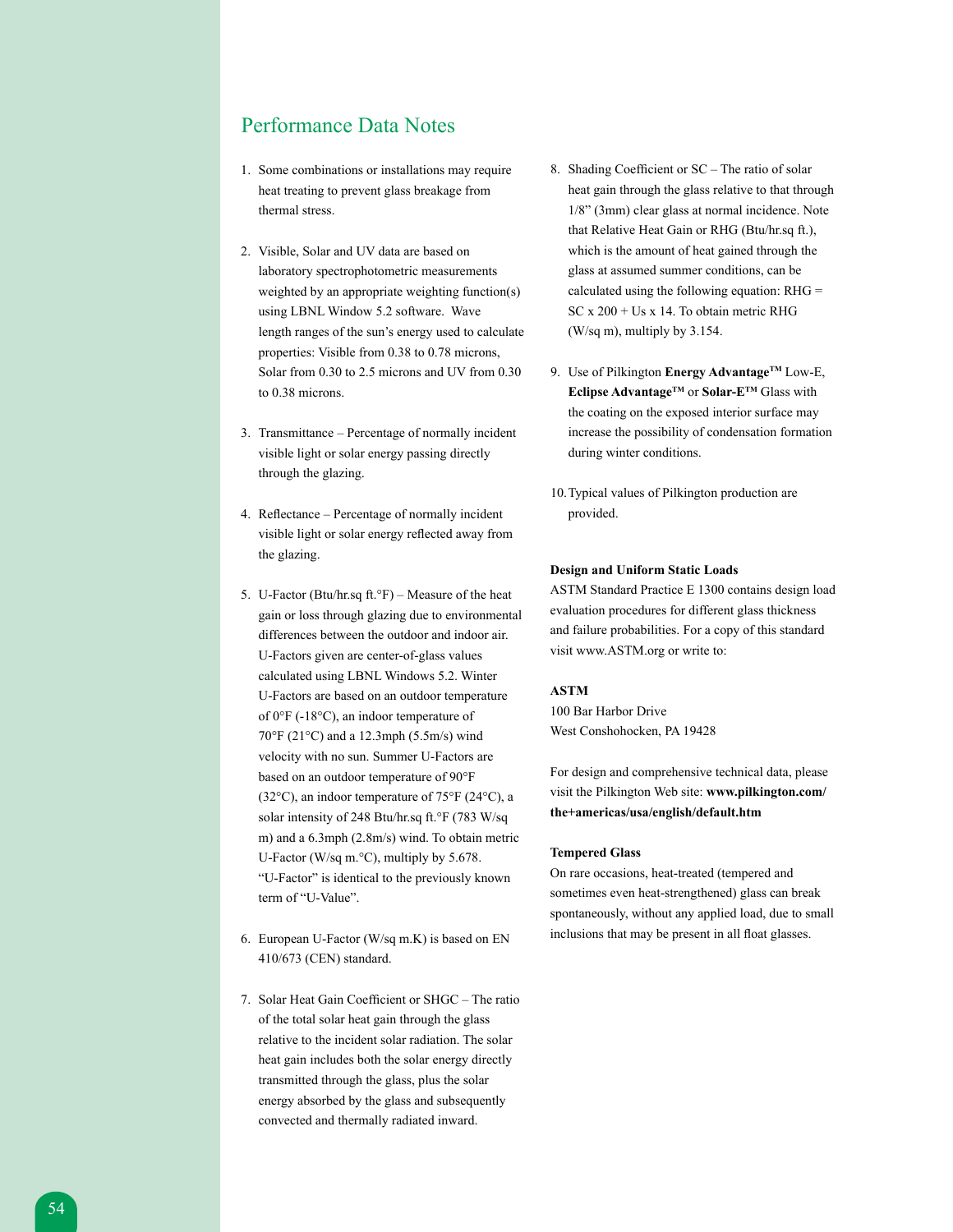## Performance Data Notes

1. Some combinations or installations may require heat treating to prevent glass breakage from thermal stress.

2. Visible, Solar and UV data are based on laboratory spectrophotometric measurements weighted by an appropriate weighting function(s) using LBNL Window 5.2 software. Wave length ranges of the sun's energy used to calculate properties: Visible from 0.38 to 0.78 microns, Solar from 0.30 to 2.5 microns and UV from 0.30 to 0.38 microns.

3. Transmittance – Percentage of normally incident visible light or solar energy passing directly through the glazing.

4. Reflectance – Percentage of normally incident visible light or solar energy reflected away from the glazing.

5. U-Factor (Btu/hr.sq ft.°F) – Measure of the heat gain or loss through glazing due to environmental differences between the outdoor and indoor air. U-Factors given are center-of-glass values calculated using LBNL Windows 5.2. Winter U-Factors are based on an outdoor temperature of 0°F (-18°C), an indoor temperature of 70°F (21°C) and a 12.3mph (5.5m/s) wind velocity with no sun. Summer U-Factors are based on an outdoor temperature of 90°F (32°C), an indoor temperature of 75°F (24°C), a solar intensity of 248 Btu/hr.sq ft.°F (783 W/sq m) and a 6.3mph (2.8m/s) wind. To obtain metric U-Factor (W/sq m.°C), multiply by 5.678. "U-Factor" is identical to the previously known term of "U-Value".

6. European U-Factor (W/sq m.K) is based on EN 410/673 (CEN) standard.

7. Solar Heat Gain Coefficient or SHGC – The ratio of the total solar heat gain through the glass relative to the incident solar radiation. The solar heat gain includes both the solar energy directly transmitted through the glass, plus the solar energy absorbed by the glass and subsequently convected and thermally radiated inward.

8. Shading Coefficient or SC – The ratio of solar heat gain through the glass relative to that through 1/8" (3mm) clear glass at normal incidence. Note that Relative Heat Gain or RHG (Btu/hr.sq ft.), which is the amount of heat gained through the glass at assumed summer conditions, can be calculated using the following equation: RHG = SC x 200 + Us x 14. To obtain metric RHG (W/sq m), multiply by 3.154.

9. Use of Pilkington **Energy Advantage™** Low-E, **Eclipse Advantage™** or **Solar-E™** Glass with the coating on the exposed interior surface may increase the possibility of condensation formation during winter conditions.

10. Typical values of Pilkington production are provided.

**Design and Uniform Static Loads**

ASTM Standard Practice E 1300 contains design load evaluation procedures for different glass thickness and failure probabilities. For a copy of this standard visit www.ASTM.org or write to:

**ASTM**

100 Bar Harbor Drive
West Conshohocken, PA 19428

For design and comprehensive technical data, please visit the Pilkington Web site: **www.pilkington.com/the+americas/usa/english/default.htm**

**Tempered Glass**

On rare occasions, heat-treated (tempered and sometimes even heat-strengthened) glass can break spontaneously, without any applied load, due to small inclusions that may be present in all float glasses.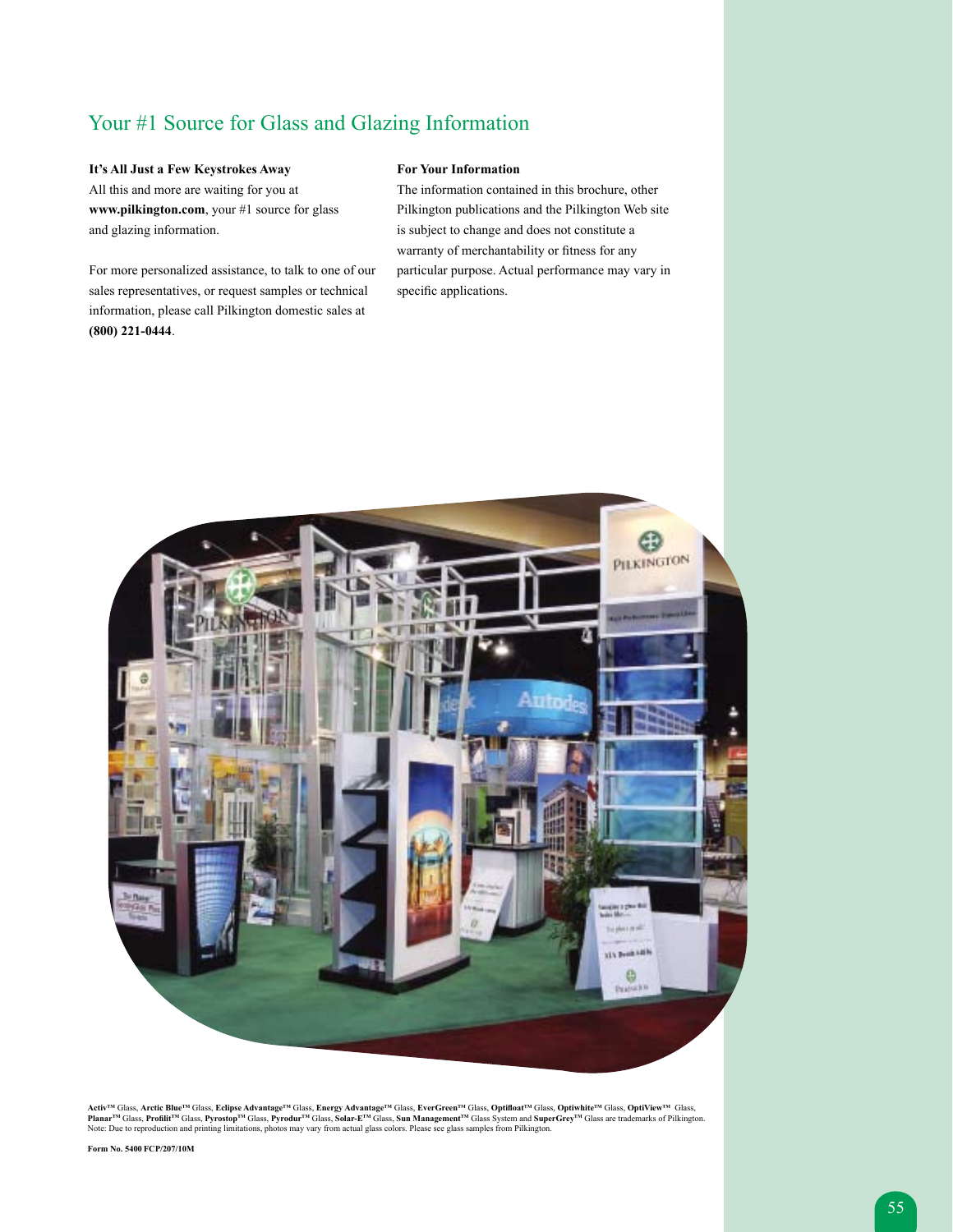## Your #1 Source for Glass and Glazing Information

**It's All Just a Few Keystrokes Away**

All this and more are waiting for you at **www.pilkington.com**, your #1 source for glass and glazing information.

For more personalized assistance, to talk to one of our sales representatives, or request samples or technical information, please call Pilkington domestic sales at **(800) 221-0444**.

**For Your Information**

The information contained in this brochure, other Pilkington publications and the Pilkington Web site is subject to change and does not constitute a warranty of merchantability or fitness for any particular purpose. Actual performance may vary in specific applications.

**Activ™** Glass, **Arctic Blue™** Glass, **Eclipse Advantage™** Glass, **Energy Advantage™** Glass, **EverGreen™** Glass, **Optifloat™** Glass, **Optiwhite™** Glass, **OptiView™** Glass, **Planar™** Glass, **Profilit™** Glass, **Pyrostop™** Glass, **Pyrodur™** Glass, **Solar-E™** Glass, **Sun Management™** Glass System and **SuperGrey™** Glass are trademarks of Pilkington.
Note: Due to reproduction and printing limitations, photos may vary from actual glass colors. Please see glass samples from Pilkington.

**Form No. 5400 FCP/207/10M**